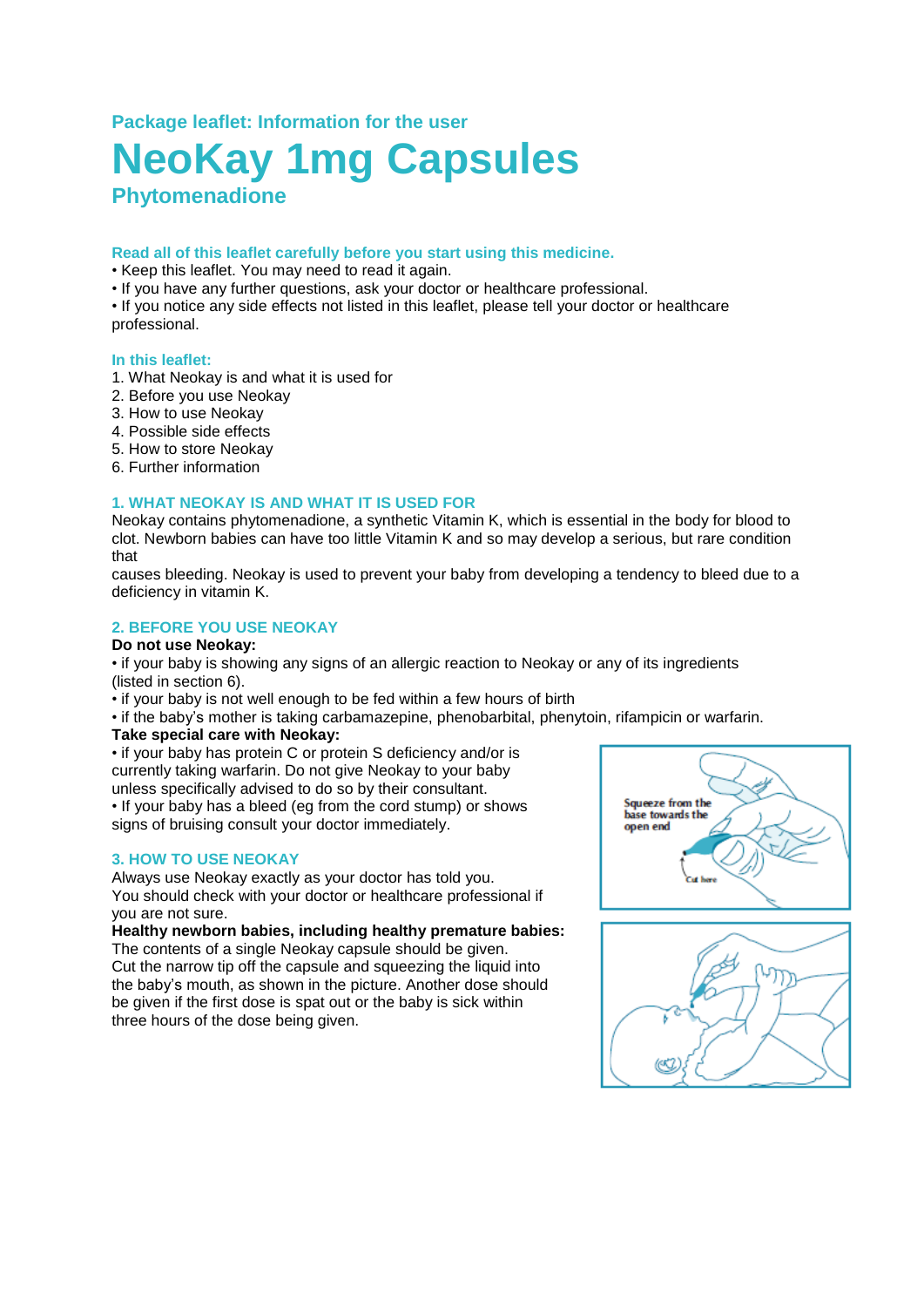**Package leaflet: Information for the user**

# NeoKay 1mg Capsules

## Phytomenadione

**Read all of this leaflet carefully before you start using this medicine.**

- Keep this leaflet. You may need to read it again.
- If you have any further questions, ask your doctor or healthcare professional.
- If you notice any side effects not listed in this leaflet, please tell your doctor or healthcare professional.

**In this leaflet:**

1. What Neokay is and what it is used for
2. Before you use Neokay
3. How to use Neokay
4. Possible side effects
5. How to store Neokay
6. Further information

### 1. WHAT NEOKAY IS AND WHAT IT IS USED FOR

Neokay contains phytomenadione, a synthetic Vitamin K, which is essential in the body for blood to clot. Newborn babies can have too little Vitamin K and so may develop a serious, but rare condition that causes bleeding. Neokay is used to prevent your baby from developing a tendency to bleed due to a deficiency in vitamin K.

### 2. BEFORE YOU USE NEOKAY

**Do not use Neokay:**

- if your baby is showing any signs of an allergic reaction to Neokay or any of its ingredients (listed in section 6).
- if your baby is not well enough to be fed within a few hours of birth
- if the baby's mother is taking carbamazepine, phenobarbital, phenytoin, rifampicin or warfarin.

**Take special care with Neokay:**

- if your baby has protein C or protein S deficiency and/or is currently taking warfarin. Do not give Neokay to your baby unless specifically advised to do so by their consultant.
- If your baby has a bleed (eg from the cord stump) or shows signs of bruising consult your doctor immediately.

### 3. HOW TO USE NEOKAY

Always use Neokay exactly as your doctor has told you. You should check with your doctor or healthcare professional if you are not sure.

**Healthy newborn babies, including healthy premature babies:**

The contents of a single Neokay capsule should be given. Cut the narrow tip off the capsule and squeezing the liquid into the baby's mouth, as shown in the picture. Another dose should be given if the first dose is spat out or the baby is sick within three hours of the dose being given.

Squeeze from the base towards the open end

Cut here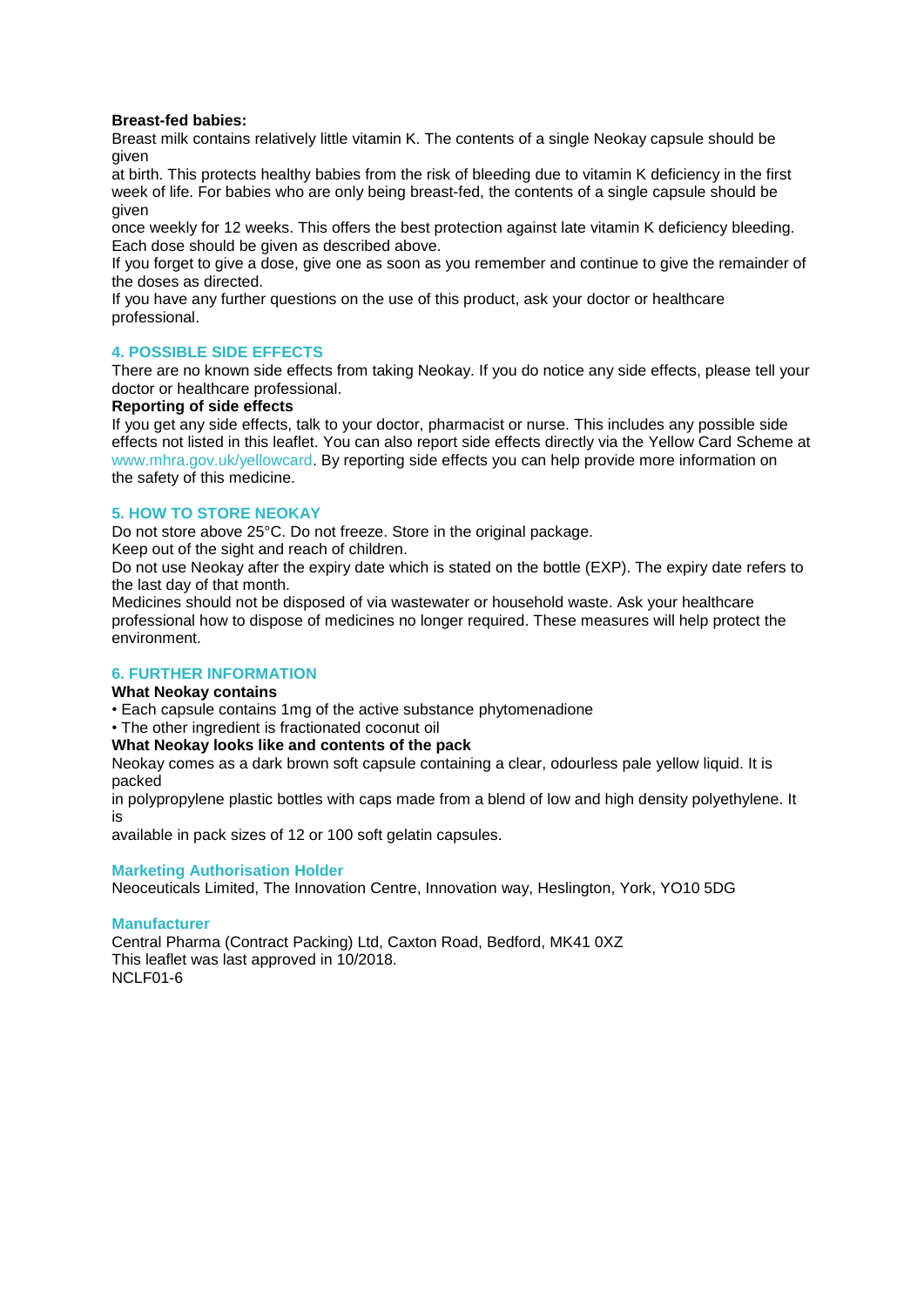**Breast-fed babies:**

Breast milk contains relatively little vitamin K. The contents of a single Neokay capsule should be given at birth. This protects healthy babies from the risk of bleeding due to vitamin K deficiency in the first week of life. For babies who are only being breast-fed, the contents of a single capsule should be given once weekly for 12 weeks. This offers the best protection against late vitamin K deficiency bleeding. Each dose should be given as described above.

If you forget to give a dose, give one as soon as you remember and continue to give the remainder of the doses as directed.

If you have any further questions on the use of this product, ask your doctor or healthcare professional.

## 4. POSSIBLE SIDE EFFECTS

There are no known side effects from taking Neokay. If you do notice any side effects, please tell your doctor or healthcare professional.

**Reporting of side effects**

If you get any side effects, talk to your doctor, pharmacist or nurse. This includes any possible side effects not listed in this leaflet. You can also report side effects directly via the Yellow Card Scheme at www.mhra.gov.uk/yellowcard. By reporting side effects you can help provide more information on the safety of this medicine.

## 5. HOW TO STORE NEOKAY

Do not store above 25°C. Do not freeze. Store in the original package.

Keep out of the sight and reach of children.

Do not use Neokay after the expiry date which is stated on the bottle (EXP). The expiry date refers to the last day of that month.

Medicines should not be disposed of via wastewater or household waste. Ask your healthcare professional how to dispose of medicines no longer required. These measures will help protect the environment.

## 6. FURTHER INFORMATION

**What Neokay contains**

- Each capsule contains 1mg of the active substance phytomenadione
- The other ingredient is fractionated coconut oil

**What Neokay looks like and contents of the pack**

Neokay comes as a dark brown soft capsule containing a clear, odourless pale yellow liquid. It is packed in polypropylene plastic bottles with caps made from a blend of low and high density polyethylene. It is available in pack sizes of 12 or 100 soft gelatin capsules.

## Marketing Authorisation Holder

Neoceuticals Limited, The Innovation Centre, Innovation way, Heslington, York, YO10 5DG

## Manufacturer

Central Pharma (Contract Packing) Ltd, Caxton Road, Bedford, MK41 0XZ

This leaflet was last approved in 10/2018.

NCLF01-6